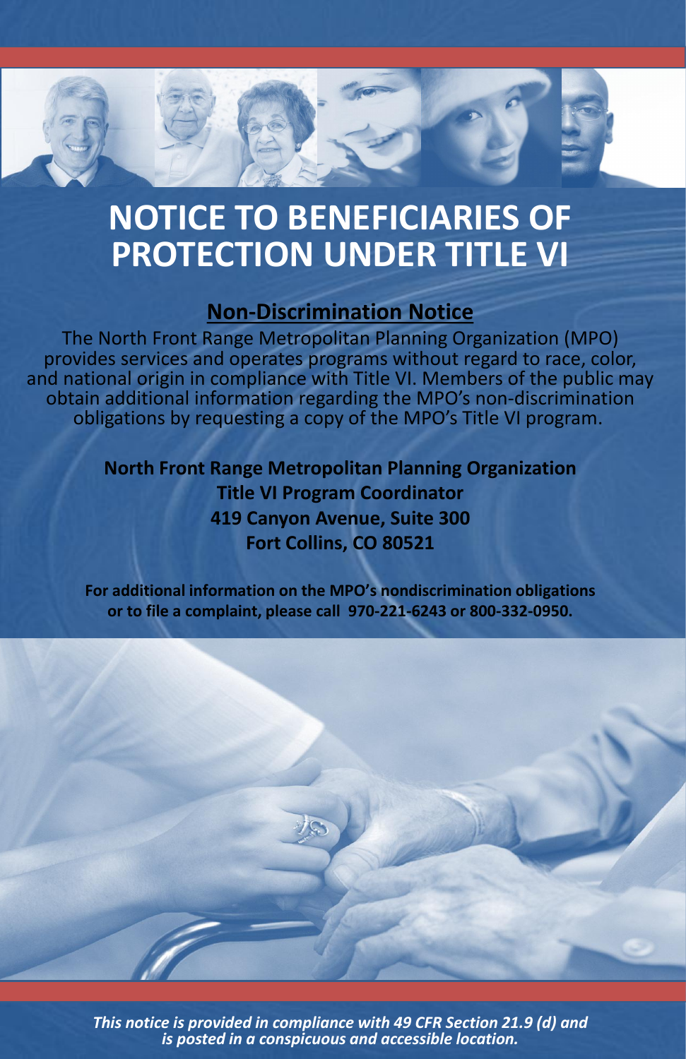# NOTICE TO BENEFICIARIES OF PROTECTION UNDER TITLE VI

## Non-Discrimination Notice

The North Front Range Metropolitan Planning Organization (MPO) provides services and operates programs without regard to race, color, and national origin in compliance with Title VI. Members of the public may obtain additional information regarding the MPO's non-discrimination obligations by requesting a copy of the MPO's Title VI program.

**North Front Range Metropolitan Planning Organization**
**Title VI Program Coordinator**
**419 Canyon Avenue, Suite 300**
**Fort Collins, CO 80521**

**For additional information on the MPO's nondiscrimination obligations or to file a complaint, please call 970-221-6243 or 800-332-0950.**

***This notice is provided in compliance with 49 CFR Section 21.9 (d) and is posted in a conspicuous and accessible location.***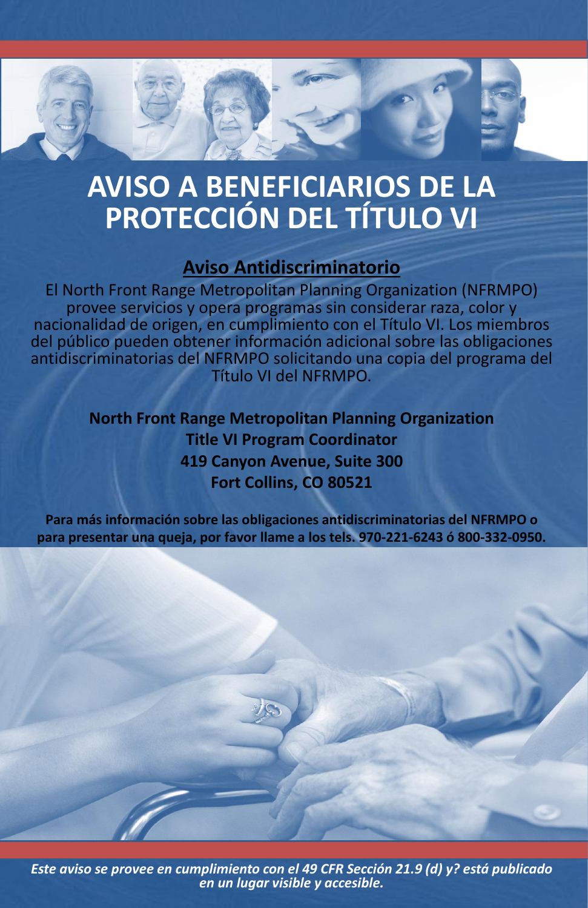# AVISO A BENEFICIARIOS DE LA PROTECCIÓN DEL TÍTULO VI

## Aviso Antidiscriminatorio

El North Front Range Metropolitan Planning Organization (NFRMPO) provee servicios y opera programas sin considerar raza, color y nacionalidad de origen, en cumplimiento con el Título VI. Los miembros del público pueden obtener información adicional sobre las obligaciones antidiscriminatorias del NFRMPO solicitando una copia del programa del Título VI del NFRMPO.

**North Front Range Metropolitan Planning Organization**
**Title VI Program Coordinator**
**419 Canyon Avenue, Suite 300**
**Fort Collins, CO 80521**

**Para más información sobre las obligaciones antidiscriminatorias del NFRMPO o para presentar una queja, por favor llame a los tels. 970-221-6243 ó 800-332-0950.**

*Este aviso se provee en cumplimiento con el 49 CFR Sección 21.9 (d) y? está publicado en un lugar visible y accesible.*